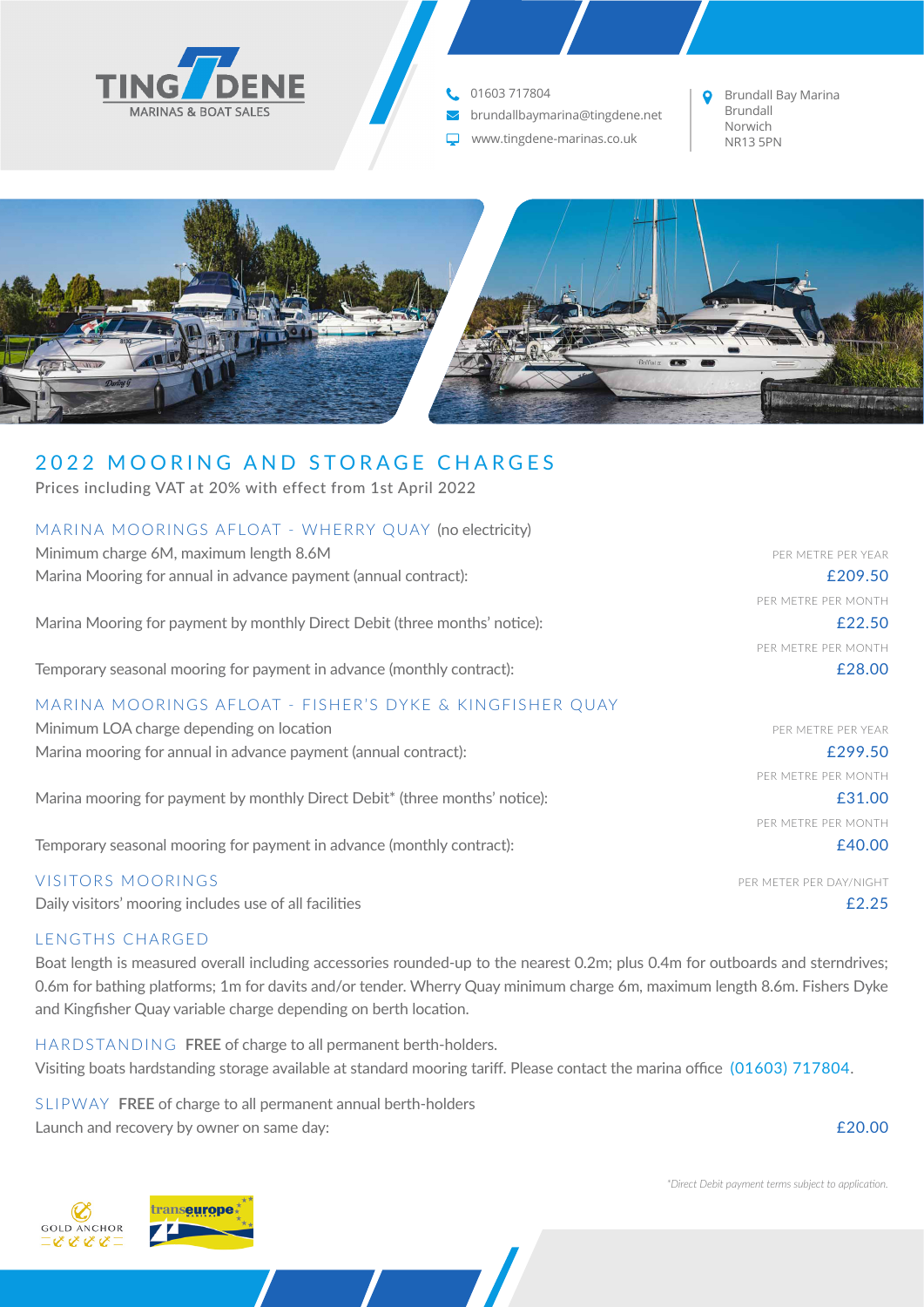**TINGDENE** MARINAS & BOAT SALES

01603 717804
brundallbaymarina@tingdene.net
www.tingdene-marinas.co.uk

Brundall Bay Marina
Brundall
Norwich
NR13 5PN

# 2022 MOORING AND STORAGE CHARGES

Prices including VAT at 20% with effect from 1st April 2022

## MARINA MOORINGS AFLOAT - WHERRY QUAY (no electricity)

Minimum charge 6M, maximum length 8.6M

| | |
|---|---|
| Marina Mooring for annual in advance payment (annual contract): | PER METRE PER YEAR £209.50 |
| Marina Mooring for payment by monthly Direct Debit (three months' notice): | PER METRE PER MONTH £22.50 |
| Temporary seasonal mooring for payment in advance (monthly contract): | PER METRE PER MONTH £28.00 |

## MARINA MOORINGS AFLOAT - FISHER'S DYKE & KINGFISHER QUAY

Minimum LOA charge depending on location

| | |
|---|---|
| Marina mooring for annual in advance payment (annual contract): | PER METRE PER YEAR £299.50 |
| Marina mooring for payment by monthly Direct Debit* (three months' notice): | PER METRE PER MONTH £31.00 |
| Temporary seasonal mooring for payment in advance (monthly contract): | PER METRE PER MONTH £40.00 |

## VISITORS MOORINGS

| | |
|---|---|
| Daily visitors' mooring includes use of all facilities | PER METER PER DAY/NIGHT £2.25 |

## LENGTHS CHARGED

Boat length is measured overall including accessories rounded-up to the nearest 0.2m; plus 0.4m for outboards and sterndrives; 0.6m for bathing platforms; 1m for davits and/or tender. Wherry Quay minimum charge 6m, maximum length 8.6m. Fishers Dyke and Kingfisher Quay variable charge depending on berth location.

## HARDSTANDING

**FREE** of charge to all permanent berth-holders.

Visiting boats hardstanding storage available at standard mooring tariff. Please contact the marina office (01603) 717804.

## SLIPWAY

**FREE** of charge to all permanent annual berth-holders

| | |
|---|---|
| Launch and recovery by owner on same day: | £20.00 |

*\*Direct Debit payment terms subject to application.*

GOLD ANCHOR

transeurope MARINAS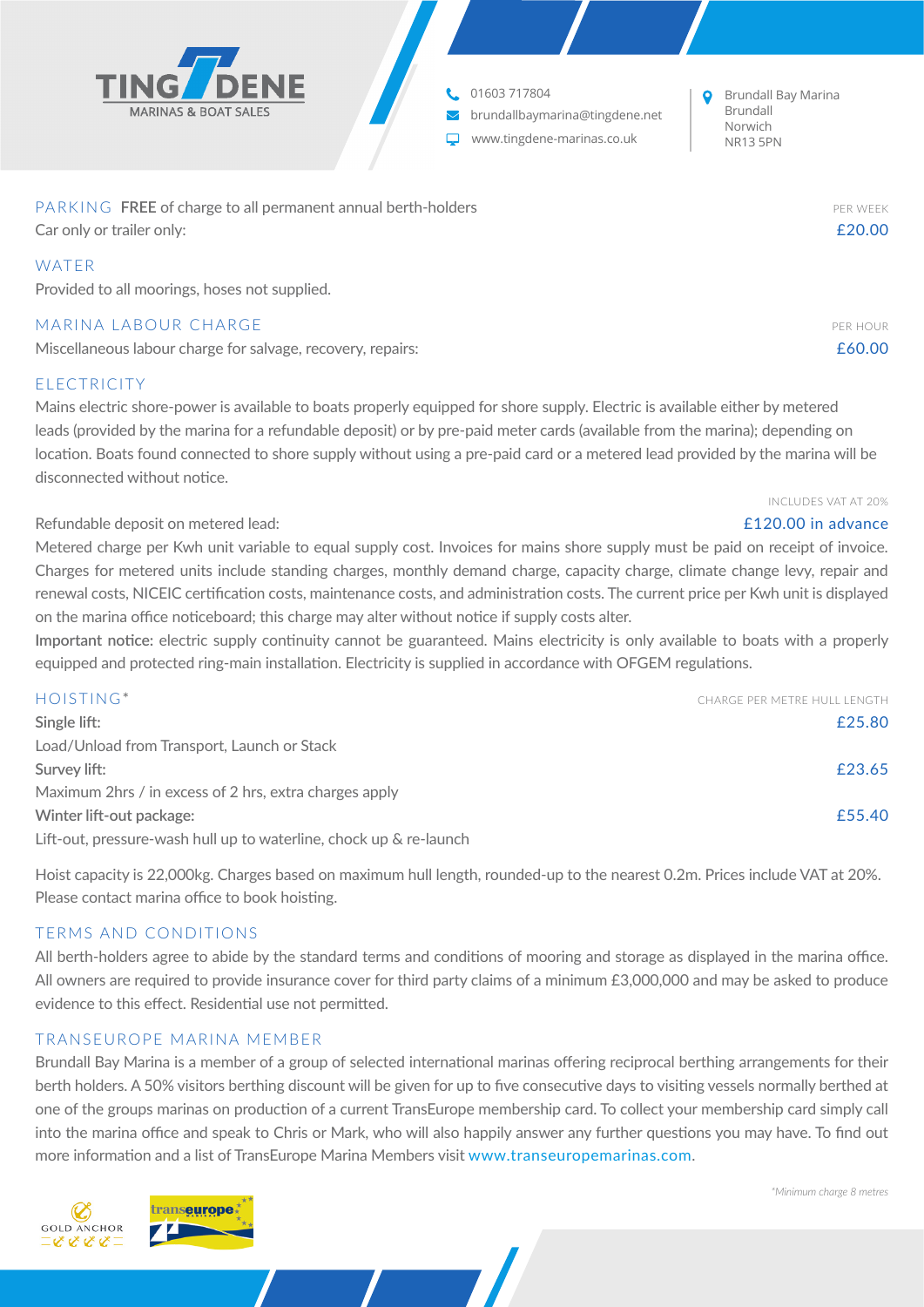TINGDENE MARINAS & BOAT SALES

01603 717804
brundallbaymarina@tingdene.net
www.tingdene-marinas.co.uk

Brundall Bay Marina
Brundall
Norwich
NR13 5PN

## PARKING

**FREE** of charge to all permanent annual berth-holders

| | PER WEEK |
|---|---|
| Car only or trailer only: | £20.00 |

## WATER

Provided to all moorings, hoses not supplied.

## MARINA LABOUR CHARGE

| | PER HOUR |
|---|---|
| Miscellaneous labour charge for salvage, recovery, repairs: | £60.00 |

## ELECTRICITY

Mains electric shore-power is available to boats properly equipped for shore supply. Electric is available either by metered leads (provided by the marina for a refundable deposit) or by pre-paid meter cards (available from the marina); depending on location. Boats found connected to shore supply without using a pre-paid card or a metered lead provided by the marina will be disconnected without notice.

| | INCLUDES VAT AT 20% |
|---|---|
| Refundable deposit on metered lead: | £120.00 in advance |

Metered charge per Kwh unit variable to equal supply cost. Invoices for mains shore supply must be paid on receipt of invoice. Charges for metered units include standing charges, monthly demand charge, capacity charge, climate change levy, repair and renewal costs, NICEIC certification costs, maintenance costs, and administration costs. The current price per Kwh unit is displayed on the marina office noticeboard; this charge may alter without notice if supply costs alter.

**Important notice:** electric supply continuity cannot be guaranteed. Mains electricity is only available to boats with a properly equipped and protected ring-main installation. Electricity is supplied in accordance with OFGEM regulations.

## HOISTING*

| | CHARGE PER METRE HULL LENGTH |
|---|---|
| **Single lift:**<br>Load/Unload from Transport, Launch or Stack | £25.80 |
| **Survey lift:**<br>Maximum 2hrs / in excess of 2 hrs, extra charges apply | £23.65 |
| **Winter lift-out package:**<br>Lift-out, pressure-wash hull up to waterline, chock up & re-launch | £55.40 |

Hoist capacity is 22,000kg. Charges based on maximum hull length, rounded-up to the nearest 0.2m. Prices include VAT at 20%. Please contact marina office to book hoisting.

## TERMS AND CONDITIONS

All berth-holders agree to abide by the standard terms and conditions of mooring and storage as displayed in the marina office. All owners are required to provide insurance cover for third party claims of a minimum £3,000,000 and may be asked to produce evidence to this effect. Residential use not permitted.

## TRANSEUROPE MARINA MEMBER

Brundall Bay Marina is a member of a group of selected international marinas offering reciprocal berthing arrangements for their berth holders. A 50% visitors berthing discount will be given for up to five consecutive days to visiting vessels normally berthed at one of the groups marinas on production of a current TransEurope membership card. To collect your membership card simply call into the marina office and speak to Chris or Mark, who will also happily answer any further questions you may have. To find out more information and a list of TransEurope Marina Members visit www.transeuropemarinas.com.

*Minimum charge 8 metres

GOLD ANCHOR

transeurope MARINAS